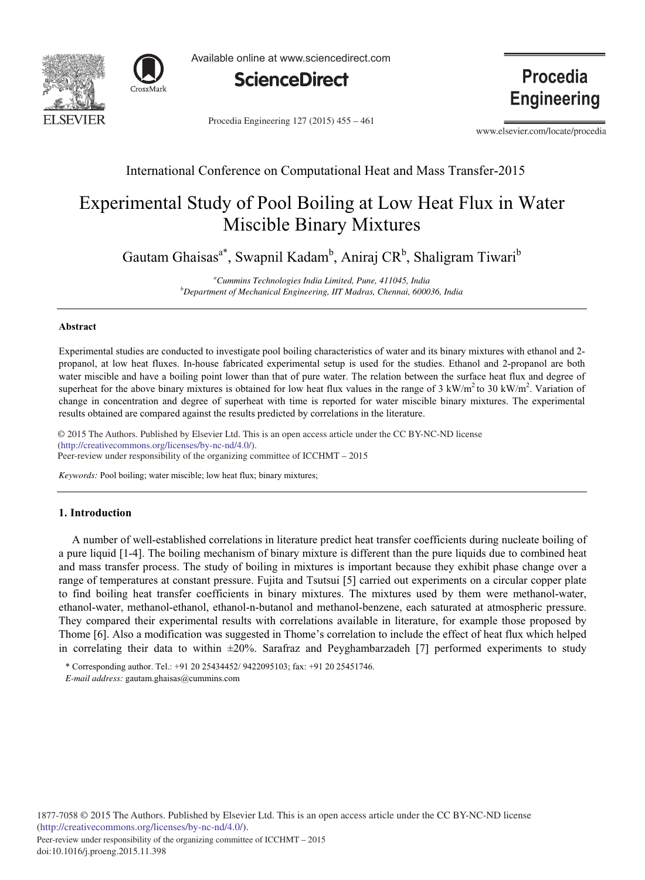International Conference on Computational Heat and Mass Transfer-2015

# Experimental Study of Pool Boiling at Low Heat Flux in Water Miscible Binary Mixtures

Gautam Ghaisas[a*], Swapnil Kadam[b], Aniraj CR[b], Shaligram Tiwari[b]

[a]*Cummins Technologies India Limited, Pune, 411045, India*
[b]*Department of Mechanical Engineering, IIT Madras, Chennai, 600036, India*

---

## Abstract

Experimental studies are conducted to investigate pool boiling characteristics of water and its binary mixtures with ethanol and 2-propanol, at low heat fluxes. In-house fabricated experimental setup is used for the studies. Ethanol and 2-propanol are both water miscible and have a boiling point lower than that of pure water. The relation between the surface heat flux and degree of superheat for the above binary mixtures is obtained for low heat flux values in the range of 3 $kW/m^2$ to 30 $kW/m^2$. Variation of change in concentration and degree of superheat with time is reported for water miscible binary mixtures. The experimental results obtained are compared against the results predicted by correlations in the literature.

© 2015 The Authors. Published by Elsevier Ltd. This is an open access article under the CC BY-NC-ND license (http://creativecommons.org/licenses/by-nc-nd/4.0/).
Peer-review under responsibility of the organizing committee of ICCHMT – 2015

*Keywords:* Pool boiling; water miscible; low heat flux; binary mixtures;

---

## 1. Introduction

A number of well-established correlations in literature predict heat transfer coefficients during nucleate boiling of a pure liquid [1-4]. The boiling mechanism of binary mixture is different than the pure liquids due to combined heat and mass transfer process. The study of boiling in mixtures is important because they exhibit phase change over a range of temperatures at constant pressure. Fujita and Tsutsui [5] carried out experiments on a circular copper plate to find boiling heat transfer coefficients in binary mixtures. The mixtures used by them were methanol-water, ethanol-water, methanol-ethanol, ethanol-n-butanol and methanol-benzene, each saturated at atmospheric pressure. They compared their experimental results with correlations available in literature, for example those proposed by Thome [6]. Also a modification was suggested in Thome's correlation to include the effect of heat flux which helped in correlating their data to within ±20%. Sarafraz and Peyghambarzadeh [7] performed experiments to study

\* Corresponding author. Tel.: +91 20 25434452/ 9422095103; fax: +91 20 25451746.
*E-mail address:* gautam.ghaisas@cummins.com

1877-7058 © 2015 The Authors. Published by Elsevier Ltd. This is an open access article under the CC BY-NC-ND license (http://creativecommons.org/licenses/by-nc-nd/4.0/).
Peer-review under responsibility of the organizing committee of ICCHMT – 2015
doi:10.1016/j.proeng.2015.11.398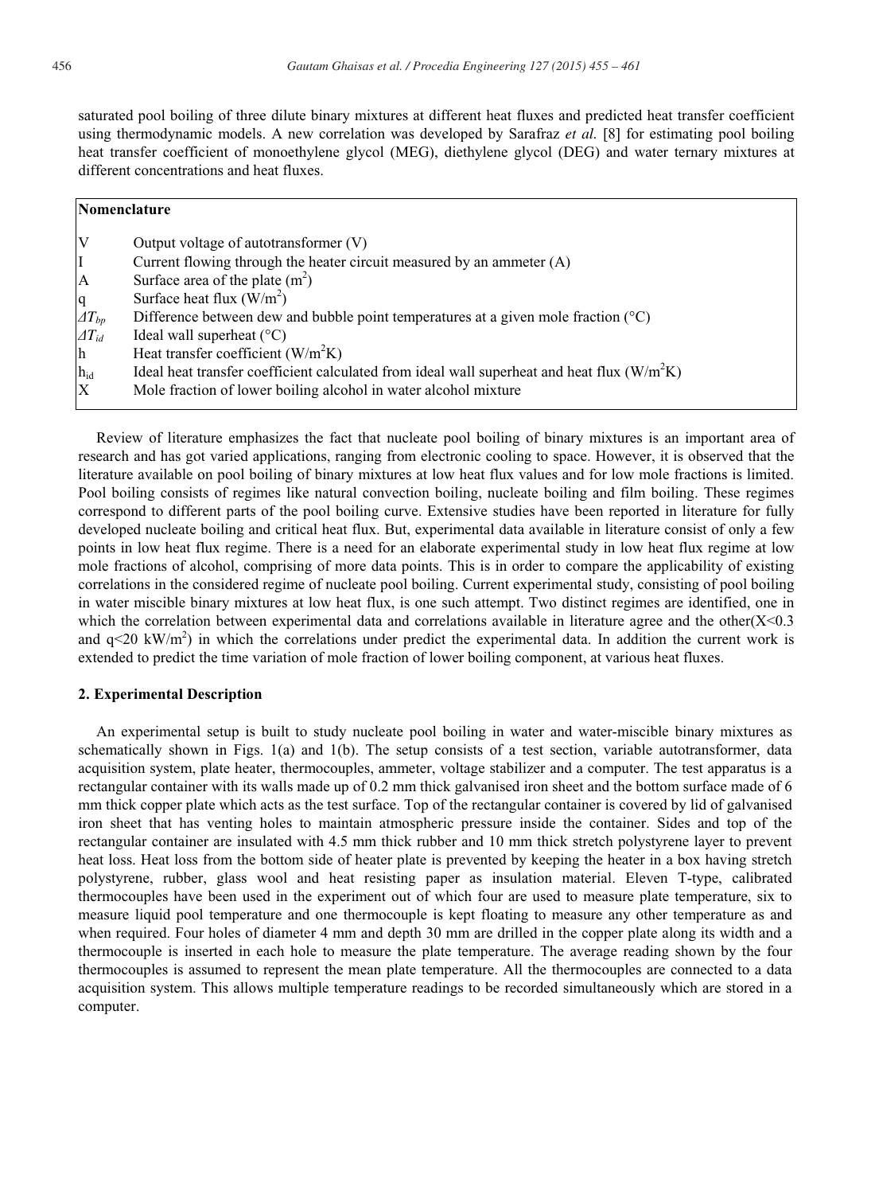saturated pool boiling of three dilute binary mixtures at different heat fluxes and predicted heat transfer coefficient using thermodynamic models. A new correlation was developed by Sarafraz *et al.* [8] for estimating pool boiling heat transfer coefficient of monoethylene glycol (MEG), diethylene glycol (DEG) and water ternary mixtures at different concentrations and heat fluxes.

**Nomenclature**

| | |
|---|---|
| $V$ | Output voltage of autotransformer (V) |
| $I$ | Current flowing through the heater circuit measured by an ammeter (A) |
| $A$ | Surface area of the plate ($m^2$) |
| $q$ | Surface heat flux ($W/m^2$) |
| $\Delta T_{bp}$ | Difference between dew and bubble point temperatures at a given mole fraction (°C) |
| $\Delta T_{id}$ | Ideal wall superheat (°C) |
| $h$ | Heat transfer coefficient ($W/m^2K$) |
| $h_{id}$ | Ideal heat transfer coefficient calculated from ideal wall superheat and heat flux ($W/m^2K$) |
| $X$ | Mole fraction of lower boiling alcohol in water alcohol mixture |

Review of literature emphasizes the fact that nucleate pool boiling of binary mixtures is an important area of research and has got varied applications, ranging from electronic cooling to space. However, it is observed that the literature available on pool boiling of binary mixtures at low heat flux values and for low mole fractions is limited. Pool boiling consists of regimes like natural convection boiling, nucleate boiling and film boiling. These regimes correspond to different parts of the pool boiling curve. Extensive studies have been reported in literature for fully developed nucleate boiling and critical heat flux. But, experimental data available in literature consist of only a few points in low heat flux regime. There is a need for an elaborate experimental study in low heat flux regime at low mole fractions of alcohol, comprising of more data points. This is in order to compare the applicability of existing correlations in the considered regime of nucleate pool boiling. Current experimental study, consisting of pool boiling in water miscible binary mixtures at low heat flux, is one such attempt. Two distinct regimes are identified, one in which the correlation between experimental data and correlations available in literature agree and the other($X<0.3$ and $q<20$ kW/$m^2$) in which the correlations under predict the experimental data. In addition the current work is extended to predict the time variation of mole fraction of lower boiling component, at various heat fluxes.

## 2. Experimental Description

An experimental setup is built to study nucleate pool boiling in water and water-miscible binary mixtures as schematically shown in Figs. 1(a) and 1(b). The setup consists of a test section, variable autotransformer, data acquisition system, plate heater, thermocouples, ammeter, voltage stabilizer and a computer. The test apparatus is a rectangular container with its walls made up of 0.2 mm thick galvanised iron sheet and the bottom surface made of 6 mm thick copper plate which acts as the test surface. Top of the rectangular container is covered by lid of galvanised iron sheet that has venting holes to maintain atmospheric pressure inside the container. Sides and top of the rectangular container are insulated with 4.5 mm thick rubber and 10 mm thick stretch polystyrene layer to prevent heat loss. Heat loss from the bottom side of heater plate is prevented by keeping the heater in a box having stretch polystyrene, rubber, glass wool and heat resisting paper as insulation material. Eleven T-type, calibrated thermocouples have been used in the experiment out of which four are used to measure plate temperature, six to measure liquid pool temperature and one thermocouple is kept floating to measure any other temperature as and when required. Four holes of diameter 4 mm and depth 30 mm are drilled in the copper plate along its width and a thermocouple is inserted in each hole to measure the plate temperature. The average reading shown by the four thermocouples is assumed to represent the mean plate temperature. All the thermocouples are connected to a data acquisition system. This allows multiple temperature readings to be recorded simultaneously which are stored in a computer.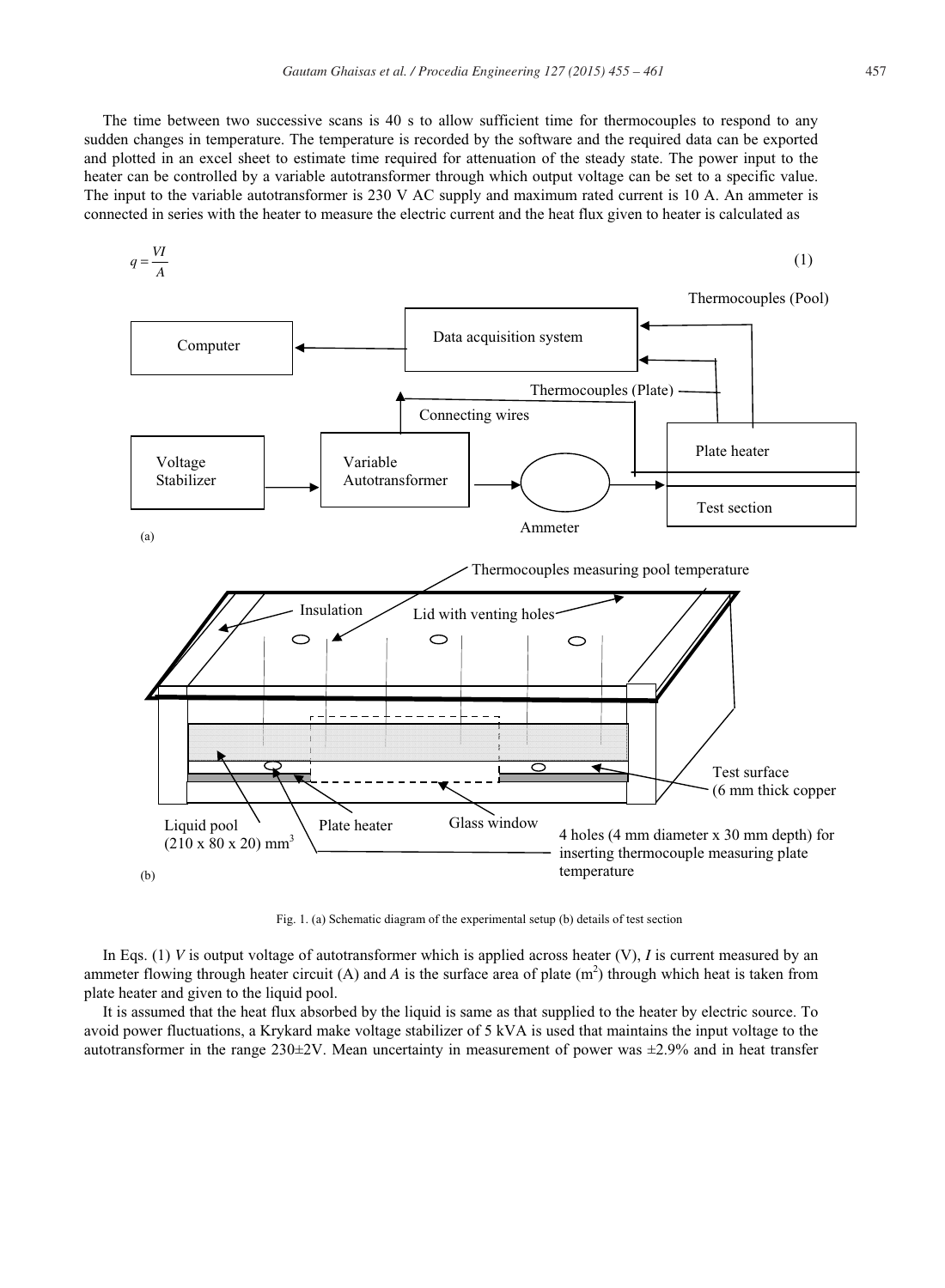The time between two successive scans is 40 s to allow sufficient time for thermocouples to respond to any sudden changes in temperature. The temperature is recorded by the software and the required data can be exported and plotted in an excel sheet to estimate time required for attenuation of the steady state. The power input to the heater can be controlled by a variable autotransformer through which output voltage can be set to a specific value. The input to the variable autotransformer is 230 V AC supply and maximum rated current is 10 A. An ammeter is connected in series with the heater to measure the electric current and the heat flux given to heater is calculated as

$$q = \frac{VI}{A} \tag{1}$$

Fig. 1. (a) Schematic diagram of the experimental setup (b) details of test section

In Eqs. (1) $V$ is output voltage of autotransformer which is applied across heater (V), $I$ is current measured by an ammeter flowing through heater circuit (A) and $A$ is the surface area of plate ($m^2$) through which heat is taken from plate heater and given to the liquid pool.

It is assumed that the heat flux absorbed by the liquid is same as that supplied to the heater by electric source. To avoid power fluctuations, a Krykard make voltage stabilizer of 5 kVA is used that maintains the input voltage to the autotransformer in the range 230±2V. Mean uncertainty in measurement of power was ±2.9% and in heat transfer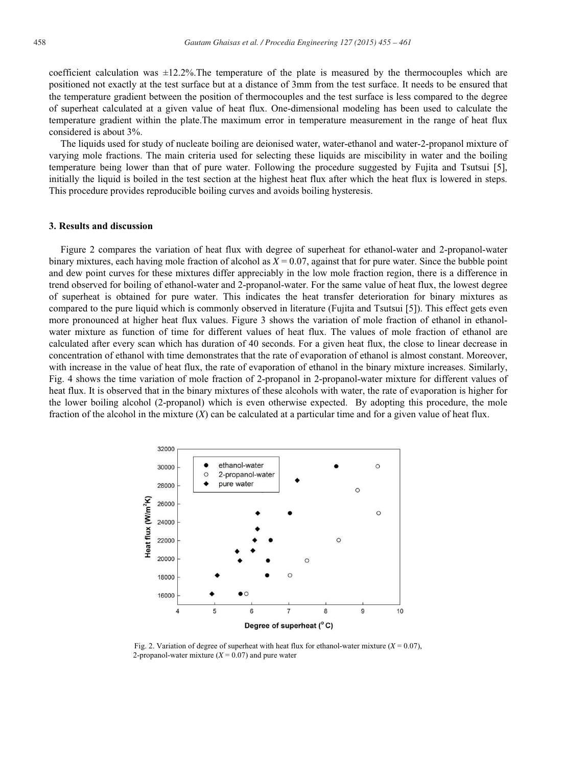coefficient calculation was ±12.2%.The temperature of the plate is measured by the thermocouples which are positioned not exactly at the test surface but at a distance of 3mm from the test surface. It needs to be ensured that the temperature gradient between the position of thermocouples and the test surface is less compared to the degree of superheat calculated at a given value of heat flux. One-dimensional modeling has been used to calculate the temperature gradient within the plate.The maximum error in temperature measurement in the range of heat flux considered is about 3%.

The liquids used for study of nucleate boiling are deionised water, water-ethanol and water-2-propanol mixture of varying mole fractions. The main criteria used for selecting these liquids are miscibility in water and the boiling temperature being lower than that of pure water. Following the procedure suggested by Fujita and Tsutsui [5], initially the liquid is boiled in the test section at the highest heat flux after which the heat flux is lowered in steps. This procedure provides reproducible boiling curves and avoids boiling hysteresis.

## 3. Results and discussion

Figure 2 compares the variation of heat flux with degree of superheat for ethanol-water and 2-propanol-water binary mixtures, each having mole fraction of alcohol as $X = 0.07$, against that for pure water. Since the bubble point and dew point curves for these mixtures differ appreciably in the low mole fraction region, there is a difference in trend observed for boiling of ethanol-water and 2-propanol-water. For the same value of heat flux, the lowest degree of superheat is obtained for pure water. This indicates the heat transfer deterioration for binary mixtures as compared to the pure liquid which is commonly observed in literature (Fujita and Tsutsui [5]). This effect gets even more pronounced at higher heat flux values. Figure 3 shows the variation of mole fraction of ethanol in ethanol-water mixture as function of time for different values of heat flux. The values of mole fraction of ethanol are calculated after every scan which has duration of 40 seconds. For a given heat flux, the close to linear decrease in concentration of ethanol with time demonstrates that the rate of evaporation of ethanol is almost constant. Moreover, with increase in the value of heat flux, the rate of evaporation of ethanol in the binary mixture increases. Similarly, Fig. 4 shows the time variation of mole fraction of 2-propanol in 2-propanol-water mixture for different values of heat flux. It is observed that in the binary mixtures of these alcohols with water, the rate of evaporation is higher for the lower boiling alcohol (2-propanol) which is even otherwise expected. By adopting this procedure, the mole fraction of the alcohol in the mixture ($X$) can be calculated at a particular time and for a given value of heat flux.

Fig. 2. Variation of degree of superheat with heat flux for ethanol-water mixture ($X = 0.07$), 2-propanol-water mixture ($X = 0.07$) and pure water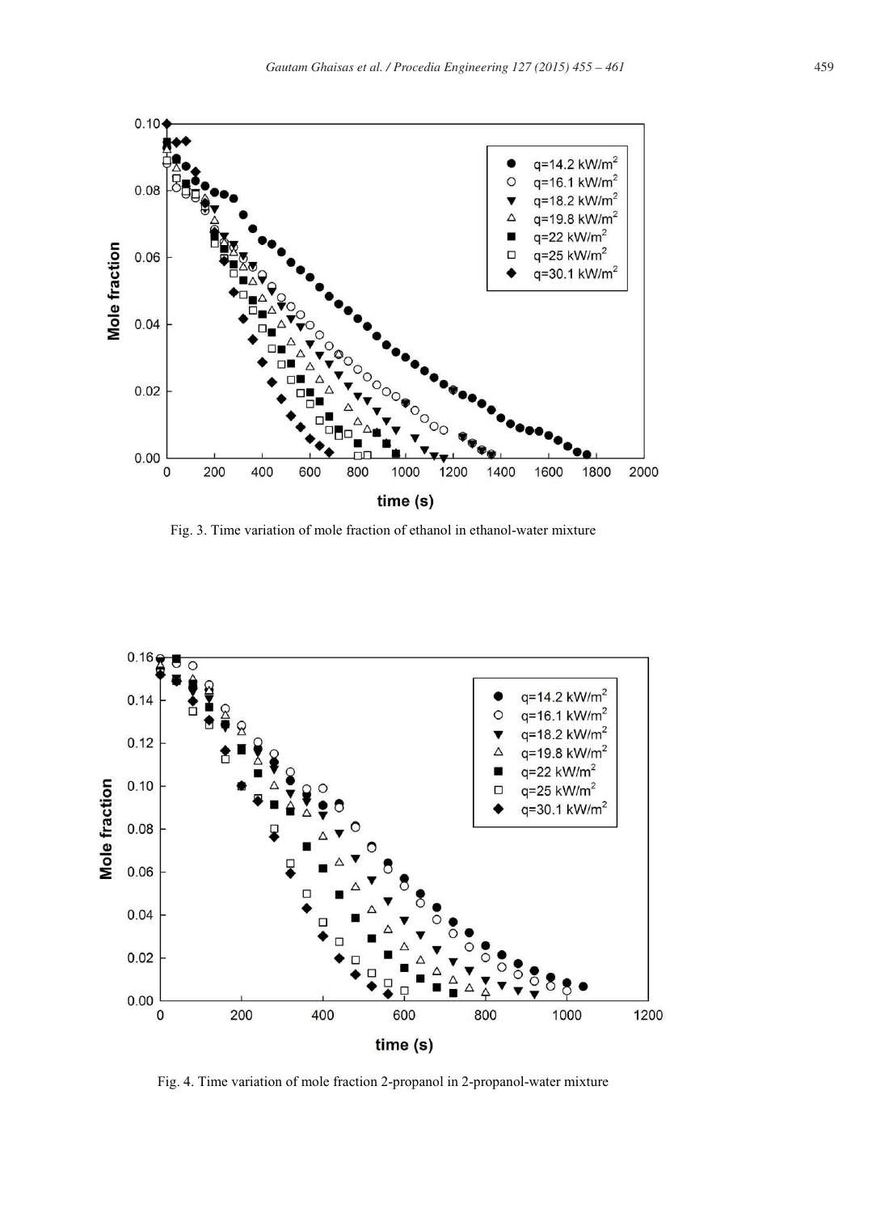Fig. 3. Time variation of mole fraction of ethanol in ethanol-water mixture

Fig. 4. Time variation of mole fraction 2-propanol in 2-propanol-water mixture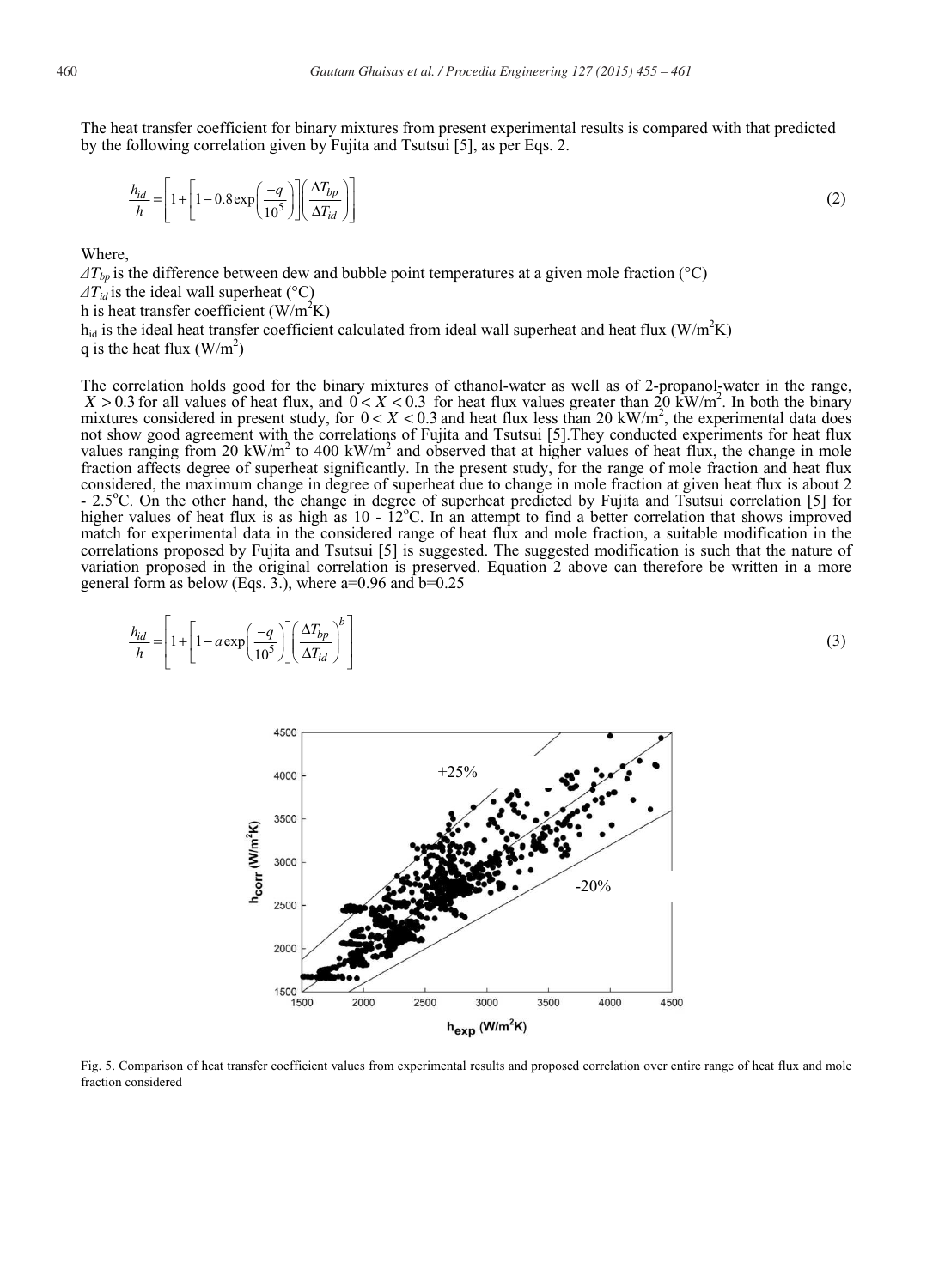The heat transfer coefficient for binary mixtures from present experimental results is compared with that predicted by the following correlation given by Fujita and Tsutsui [5], as per Eqs. 2.

$$\frac{h_{id}}{h} = \left[1 + \left[1 - 0.8\exp\left(\frac{-q}{10^5}\right)\right]\left(\frac{\Delta T_{bp}}{\Delta T_{id}}\right)\right] \tag{2}$$

Where,

$\Delta T_{bp}$ is the difference between dew and bubble point temperatures at a given mole fraction (°C)

$\Delta T_{id}$ is the ideal wall superheat (°C)

h is heat transfer coefficient ($W/m^2K$)

$h_{id}$ is the ideal heat transfer coefficient calculated from ideal wall superheat and heat flux ($W/m^2K$)

q is the heat flux ($W/m^2$)

The correlation holds good for the binary mixtures of ethanol-water as well as of 2-propanol-water in the range, $X > 0.3$ for all values of heat flux, and $0 < X < 0.3$ for heat flux values greater than 20 $kW/m^2$. In both the binary mixtures considered in present study, for $0 < X < 0.3$ and heat flux less than 20 $kW/m^2$, the experimental data does not show good agreement with the correlations of Fujita and Tsutsui [5].They conducted experiments for heat flux values ranging from 20 $kW/m^2$ to 400 $kW/m^2$ and observed that at higher values of heat flux, the change in mole fraction affects degree of superheat significantly. In the present study, for the range of mole fraction and heat flux considered, the maximum change in degree of superheat due to change in mole fraction at given heat flux is about 2 - 2.5°C. On the other hand, the change in degree of superheat predicted by Fujita and Tsutsui correlation [5] for higher values of heat flux is as high as 10 - 12°C. In an attempt to find a better correlation that shows improved match for experimental data in the considered range of heat flux and mole fraction, a suitable modification in the correlations proposed by Fujita and Tsutsui [5] is suggested. The suggested modification is such that the nature of variation proposed in the original correlation is preserved. Equation 2 above can therefore be written in a more general form as below (Eqs. 3.), where a=0.96 and b=0.25

$$\frac{h_{id}}{h} = \left[1 + \left[1 - a\exp\left(\frac{-q}{10^5}\right)\right]\left(\frac{\Delta T_{bp}}{\Delta T_{id}}\right)^b\right] \tag{3}$$

Fig. 5. Comparison of heat transfer coefficient values from experimental results and proposed correlation over entire range of heat flux and mole fraction considered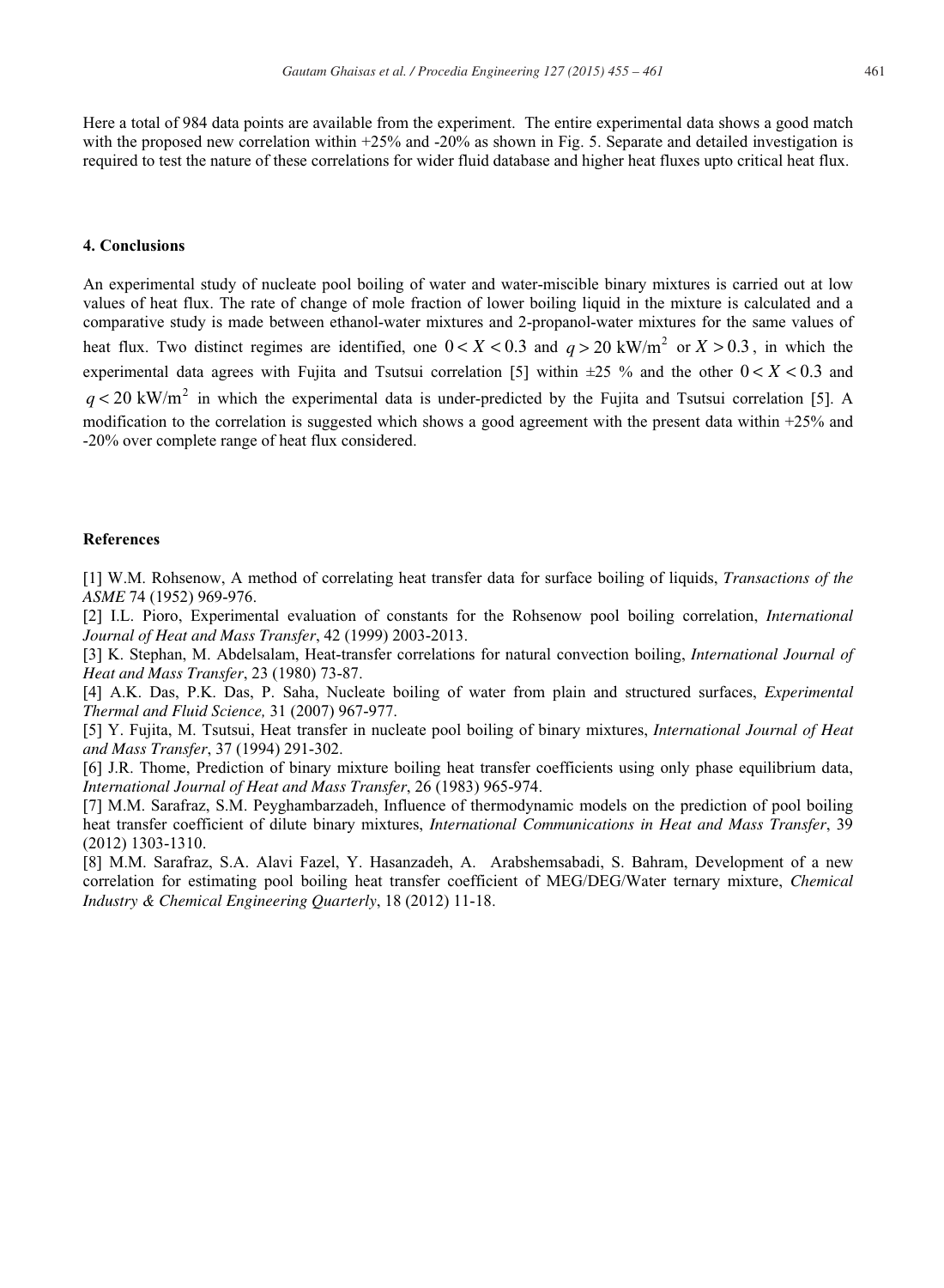Here a total of 984 data points are available from the experiment. The entire experimental data shows a good match with the proposed new correlation within +25% and -20% as shown in Fig. 5. Separate and detailed investigation is required to test the nature of these correlations for wider fluid database and higher heat fluxes upto critical heat flux.

## 4. Conclusions

An experimental study of nucleate pool boiling of water and water-miscible binary mixtures is carried out at low values of heat flux. The rate of change of mole fraction of lower boiling liquid in the mixture is calculated and a comparative study is made between ethanol-water mixtures and 2-propanol-water mixtures for the same values of heat flux. Two distinct regimes are identified, one $0 < X < 0.3$ and $q > 20\ \text{kW/m}^2$ or $X > 0.3$, in which the experimental data agrees with Fujita and Tsutsui correlation [5] within ±25 % and the other $0 < X < 0.3$ and $q < 20\ \text{kW/m}^2$ in which the experimental data is under-predicted by the Fujita and Tsutsui correlation [5]. A modification to the correlation is suggested which shows a good agreement with the present data within +25% and -20% over complete range of heat flux considered.

## References

[1] W.M. Rohsenow, A method of correlating heat transfer data for surface boiling of liquids, *Transactions of the ASME* 74 (1952) 969-976.

[2] I.L. Pioro, Experimental evaluation of constants for the Rohsenow pool boiling correlation, *International Journal of Heat and Mass Transfer*, 42 (1999) 2003-2013.

[3] K. Stephan, M. Abdelsalam, Heat-transfer correlations for natural convection boiling, *International Journal of Heat and Mass Transfer*, 23 (1980) 73-87.

[4] A.K. Das, P.K. Das, P. Saha, Nucleate boiling of water from plain and structured surfaces, *Experimental Thermal and Fluid Science,* 31 (2007) 967-977.

[5] Y. Fujita, M. Tsutsui, Heat transfer in nucleate pool boiling of binary mixtures, *International Journal of Heat and Mass Transfer*, 37 (1994) 291-302.

[6] J.R. Thome, Prediction of binary mixture boiling heat transfer coefficients using only phase equilibrium data, *International Journal of Heat and Mass Transfer*, 26 (1983) 965-974.

[7] M.M. Sarafraz, S.M. Peyghambarzadeh, Influence of thermodynamic models on the prediction of pool boiling heat transfer coefficient of dilute binary mixtures, *International Communications in Heat and Mass Transfer*, 39 (2012) 1303-1310.

[8] M.M. Sarafraz, S.A. Alavi Fazel, Y. Hasanzadeh, A. Arabshemsabadi, S. Bahram, Development of a new correlation for estimating pool boiling heat transfer coefficient of MEG/DEG/Water ternary mixture, *Chemical Industry & Chemical Engineering Quarterly*, 18 (2012) 11-18.